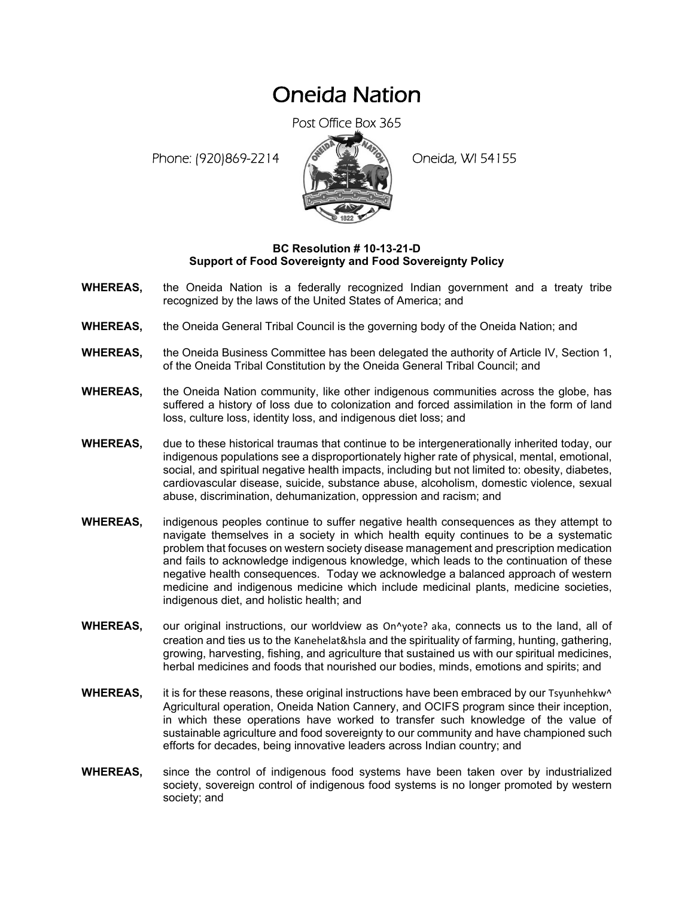# Oneida Nation

Post Office Box 365

Phone: (920)869-2214 Oneida, WI 54155

**BC Resolution # 10-13-21-D**
**Support of Food Sovereignty and Food Sovereignty Policy**

**WHEREAS,** the Oneida Nation is a federally recognized Indian government and a treaty tribe recognized by the laws of the United States of America; and

**WHEREAS,** the Oneida General Tribal Council is the governing body of the Oneida Nation; and

**WHEREAS,** the Oneida Business Committee has been delegated the authority of Article IV, Section 1, of the Oneida Tribal Constitution by the Oneida General Tribal Council; and

**WHEREAS,** the Oneida Nation community, like other indigenous communities across the globe, has suffered a history of loss due to colonization and forced assimilation in the form of land loss, culture loss, identity loss, and indigenous diet loss; and

**WHEREAS,** due to these historical traumas that continue to be intergenerationally inherited today, our indigenous populations see a disproportionately higher rate of physical, mental, emotional, social, and spiritual negative health impacts, including but not limited to: obesity, diabetes, cardiovascular disease, suicide, substance abuse, alcoholism, domestic violence, sexual abuse, discrimination, dehumanization, oppression and racism; and

**WHEREAS,** indigenous peoples continue to suffer negative health consequences as they attempt to navigate themselves in a society in which health equity continues to be a systematic problem that focuses on western society disease management and prescription medication and fails to acknowledge indigenous knowledge, which leads to the continuation of these negative health consequences. Today we acknowledge a balanced approach of western medicine and indigenous medicine which include medicinal plants, medicine societies, indigenous diet, and holistic health; and

**WHEREAS,** our original instructions, our worldview as On^yote? aka, connects us to the land, all of creation and ties us to the Kanehelat&hsla and the spirituality of farming, hunting, gathering, growing, harvesting, fishing, and agriculture that sustained us with our spiritual medicines, herbal medicines and foods that nourished our bodies, minds, emotions and spirits; and

**WHEREAS,** it is for these reasons, these original instructions have been embraced by our Tsyunhehkw^ Agricultural operation, Oneida Nation Cannery, and OCIFS program since their inception, in which these operations have worked to transfer such knowledge of the value of sustainable agriculture and food sovereignty to our community and have championed such efforts for decades, being innovative leaders across Indian country; and

**WHEREAS,** since the control of indigenous food systems have been taken over by industrialized society, sovereign control of indigenous food systems is no longer promoted by western society; and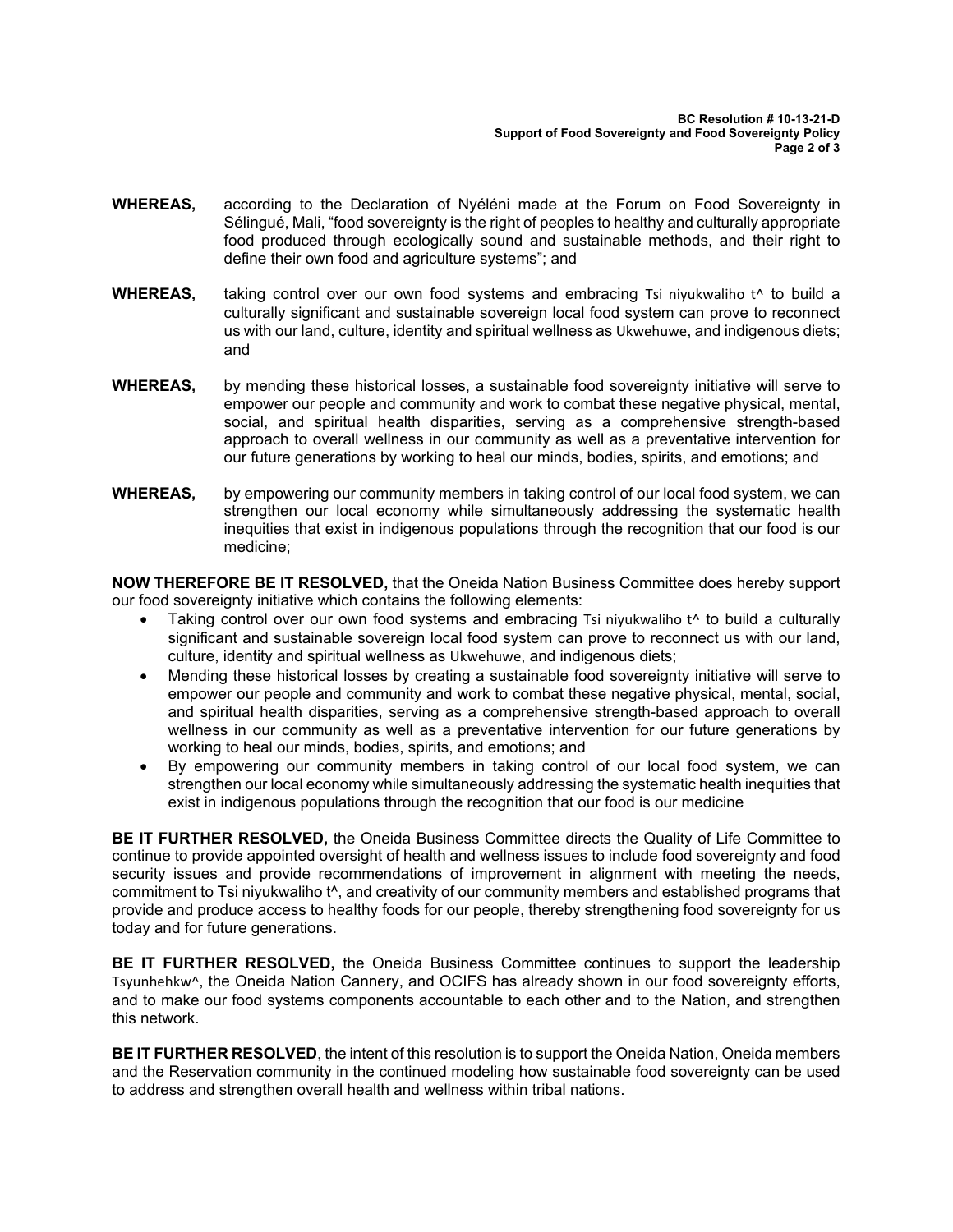**WHEREAS,** according to the Declaration of Nyéléni made at the Forum on Food Sovereignty in Sélingué, Mali, "food sovereignty is the right of peoples to healthy and culturally appropriate food produced through ecologically sound and sustainable methods, and their right to define their own food and agriculture systems"; and

**WHEREAS,** taking control over our own food systems and embracing Tsi niyukwaliho t^ to build a culturally significant and sustainable sovereign local food system can prove to reconnect us with our land, culture, identity and spiritual wellness as Ukwehuwe, and indigenous diets; and

**WHEREAS,** by mending these historical losses, a sustainable food sovereignty initiative will serve to empower our people and community and work to combat these negative physical, mental, social, and spiritual health disparities, serving as a comprehensive strength-based approach to overall wellness in our community as well as a preventative intervention for our future generations by working to heal our minds, bodies, spirits, and emotions; and

**WHEREAS,** by empowering our community members in taking control of our local food system, we can strengthen our local economy while simultaneously addressing the systematic health inequities that exist in indigenous populations through the recognition that our food is our medicine;

**NOW THEREFORE BE IT RESOLVED,** that the Oneida Nation Business Committee does hereby support our food sovereignty initiative which contains the following elements:

- Taking control over our own food systems and embracing Tsi niyukwaliho t^ to build a culturally significant and sustainable sovereign local food system can prove to reconnect us with our land, culture, identity and spiritual wellness as Ukwehuwe, and indigenous diets;
- Mending these historical losses by creating a sustainable food sovereignty initiative will serve to empower our people and community and work to combat these negative physical, mental, social, and spiritual health disparities, serving as a comprehensive strength-based approach to overall wellness in our community as well as a preventative intervention for our future generations by working to heal our minds, bodies, spirits, and emotions; and
- By empowering our community members in taking control of our local food system, we can strengthen our local economy while simultaneously addressing the systematic health inequities that exist in indigenous populations through the recognition that our food is our medicine

**BE IT FURTHER RESOLVED,** the Oneida Business Committee directs the Quality of Life Committee to continue to provide appointed oversight of health and wellness issues to include food sovereignty and food security issues and provide recommendations of improvement in alignment with meeting the needs, commitment to Tsi niyukwaliho t^, and creativity of our community members and established programs that provide and produce access to healthy foods for our people, thereby strengthening food sovereignty for us today and for future generations.

**BE IT FURTHER RESOLVED,** the Oneida Business Committee continues to support the leadership Tsyunhehkw^, the Oneida Nation Cannery, and OCIFS has already shown in our food sovereignty efforts, and to make our food systems components accountable to each other and to the Nation, and strengthen this network.

**BE IT FURTHER RESOLVED**, the intent of this resolution is to support the Oneida Nation, Oneida members and the Reservation community in the continued modeling how sustainable food sovereignty can be used to address and strengthen overall health and wellness within tribal nations.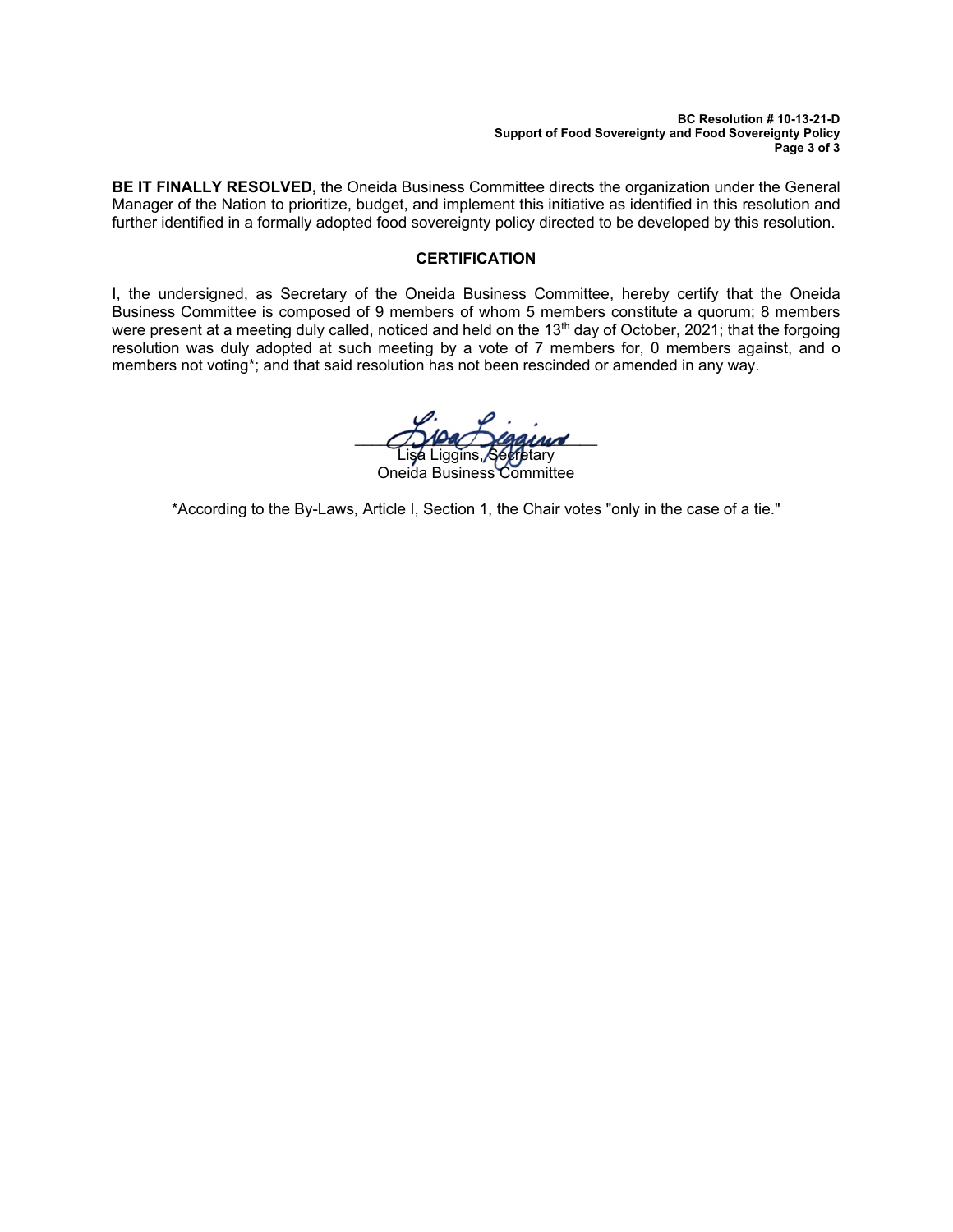**BE IT FINALLY RESOLVED,** the Oneida Business Committee directs the organization under the General Manager of the Nation to prioritize, budget, and implement this initiative as identified in this resolution and further identified in a formally adopted food sovereignty policy directed to be developed by this resolution.

## CERTIFICATION

I, the undersigned, as Secretary of the Oneida Business Committee, hereby certify that the Oneida Business Committee is composed of 9 members of whom 5 members constitute a quorum; 8 members were present at a meeting duly called, noticed and held on the 13th day of October, 2021; that the forgoing resolution was duly adopted at such meeting by a vote of 7 members for, 0 members against, and o members not voting*; and that said resolution has not been rescinded or amended in any way.

Lisa Liggins, Secretary
Oneida Business Committee

*According to the By-Laws, Article I, Section 1, the Chair votes "only in the case of a tie."